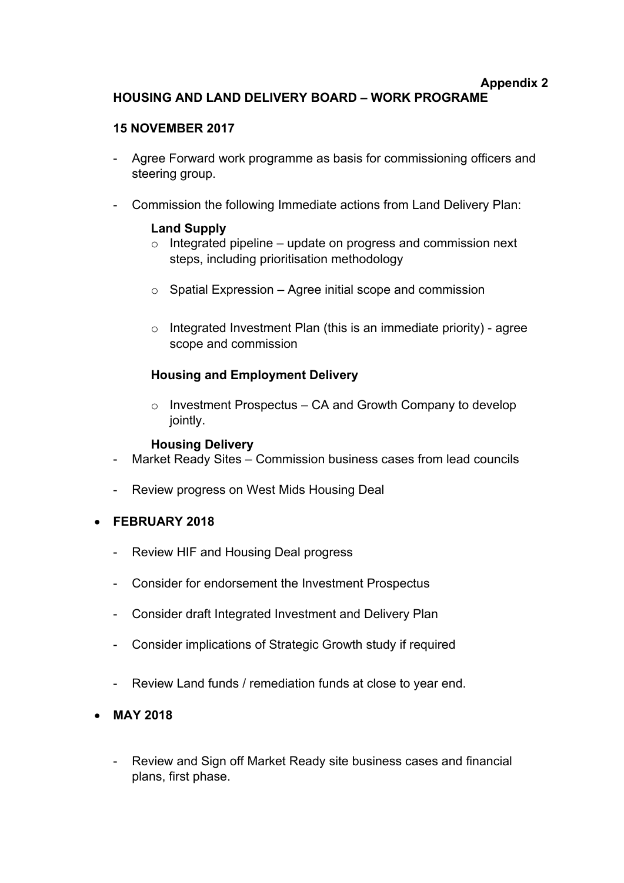**Appendix 2**

# HOUSING AND LAND DELIVERY BOARD – WORK PROGRAME

## 15 NOVEMBER 2017

- Agree Forward work programme as basis for commissioning officers and steering group.

- Commission the following Immediate actions from Land Delivery Plan:

  **Land Supply**

  - Integrated pipeline – update on progress and commission next steps, including prioritisation methodology
  - Spatial Expression – Agree initial scope and commission
  - Integrated Investment Plan (this is an immediate priority) - agree scope and commission

  **Housing and Employment Delivery**

  - Investment Prospectus – CA and Growth Company to develop jointly.

  **Housing Delivery**

- Market Ready Sites – Commission business cases from lead councils

- Review progress on West Mids Housing Deal

- **FEBRUARY 2018**

  - Review HIF and Housing Deal progress
  - Consider for endorsement the Investment Prospectus
  - Consider draft Integrated Investment and Delivery Plan
  - Consider implications of Strategic Growth study if required
  - Review Land funds / remediation funds at close to year end.

- **MAY 2018**

  - Review and Sign off Market Ready site business cases and financial plans, first phase.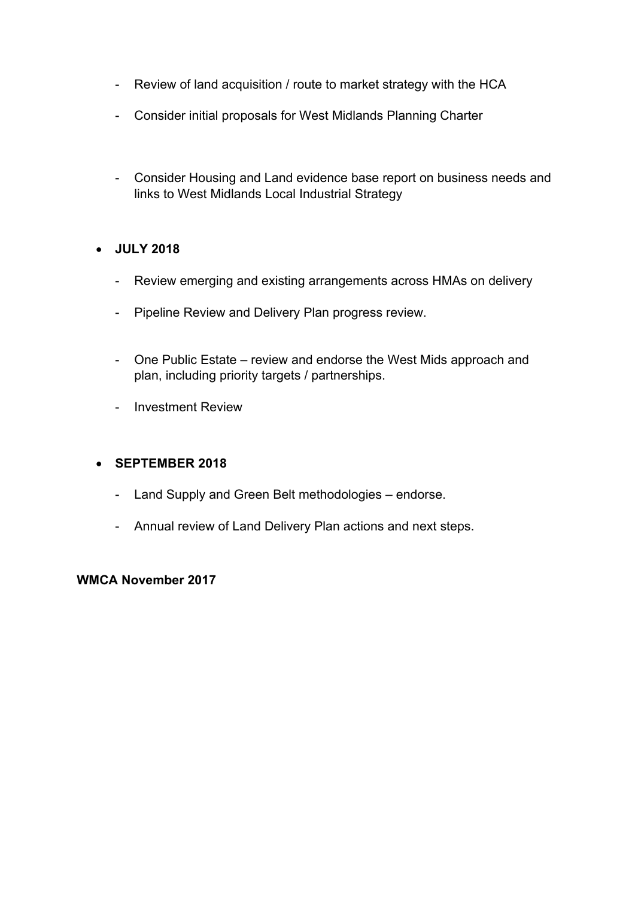- Review of land acquisition / route to market strategy with the HCA
- Consider initial proposals for West Midlands Planning Charter
- Consider Housing and Land evidence base report on business needs and links to West Midlands Local Industrial Strategy

- **JULY 2018**
  - Review emerging and existing arrangements across HMAs on delivery
  - Pipeline Review and Delivery Plan progress review.
  - One Public Estate – review and endorse the West Mids approach and plan, including priority targets / partnerships.
  - Investment Review

- **SEPTEMBER 2018**
  - Land Supply and Green Belt methodologies – endorse.
  - Annual review of Land Delivery Plan actions and next steps.

**WMCA November 2017**